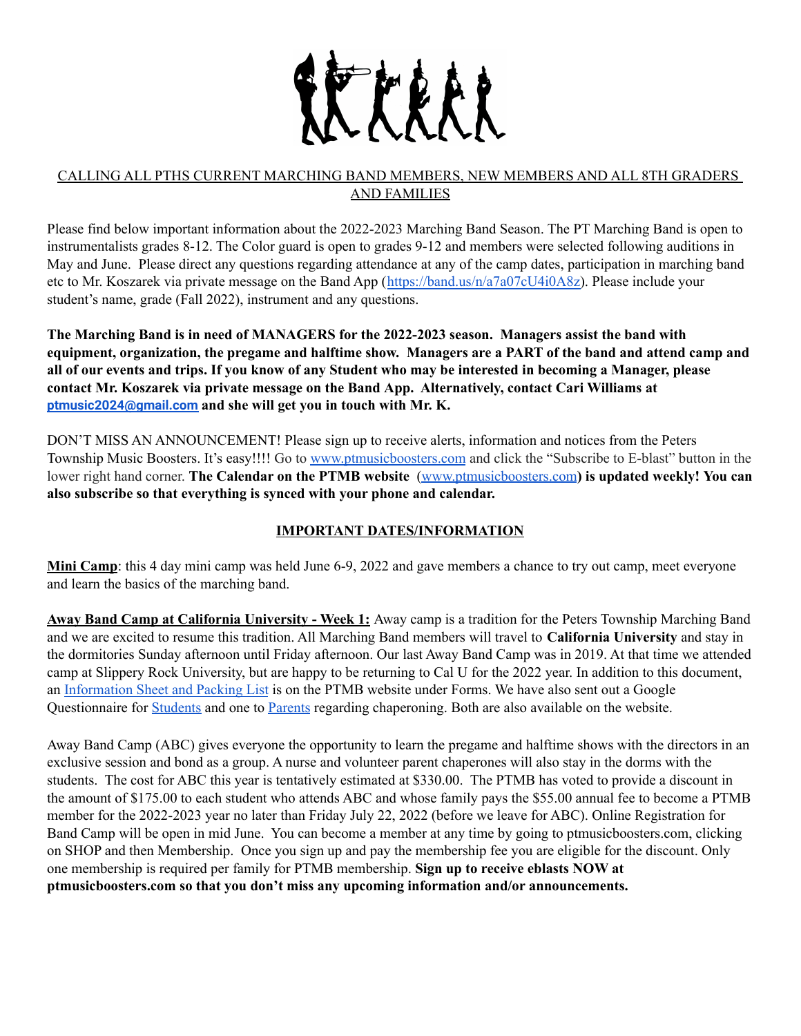CALLING ALL PTHS CURRENT MARCHING BAND MEMBERS, NEW MEMBERS AND ALL 8TH GRADERS AND FAMILIES

Please find below important information about the 2022-2023 Marching Band Season. The PT Marching Band is open to instrumentalists grades 8-12. The Color guard is open to grades 9-12 and members were selected following auditions in May and June. Please direct any questions regarding attendance at any of the camp dates, participation in marching band etc to Mr. Koszarek via private message on the Band App (https://band.us/n/a7a07cU4i0A8z). Please include your student's name, grade (Fall 2022), instrument and any questions.

**The Marching Band is in need of MANAGERS for the 2022-2023 season. Managers assist the band with equipment, organization, the pregame and halftime show. Managers are a PART of the band and attend camp and all of our events and trips. If you know of any Student who may be interested in becoming a Manager, please contact Mr. Koszarek via private message on the Band App. Alternatively, contact Cari Williams at ptmusic2024@gmail.com and she will get you in touch with Mr. K.**

DON'T MISS AN ANNOUNCEMENT! Please sign up to receive alerts, information and notices from the Peters Township Music Boosters. It's easy!!!! Go to www.ptmusicboosters.com and click the "Subscribe to E-blast" button in the lower right hand corner. **The Calendar on the PTMB website (www.ptmusicboosters.com) is updated weekly! You can also subscribe so that everything is synced with your phone and calendar.**

## IMPORTANT DATES/INFORMATION

**Mini Camp**: this 4 day mini camp was held June 6-9, 2022 and gave members a chance to try out camp, meet everyone and learn the basics of the marching band.

**Away Band Camp at California University - Week 1:** Away camp is a tradition for the Peters Township Marching Band and we are excited to resume this tradition. All Marching Band members will travel to **California University** and stay in the dormitories Sunday afternoon until Friday afternoon. Our last Away Band Camp was in 2019. At that time we attended camp at Slippery Rock University, but are happy to be returning to Cal U for the 2022 year. In addition to this document, an Information Sheet and Packing List is on the PTMB website under Forms. We have also sent out a Google Questionnaire for Students and one to Parents regarding chaperoning. Both are also available on the website.

Away Band Camp (ABC) gives everyone the opportunity to learn the pregame and halftime shows with the directors in an exclusive session and bond as a group. A nurse and volunteer parent chaperones will also stay in the dorms with the students. The cost for ABC this year is tentatively estimated at $330.00. The PTMB has voted to provide a discount in the amount of $175.00 to each student who attends ABC and whose family pays the $55.00 annual fee to become a PTMB member for the 2022-2023 year no later than Friday July 22, 2022 (before we leave for ABC). Online Registration for Band Camp will be open in mid June. You can become a member at any time by going to ptmusicboosters.com, clicking on SHOP and then Membership. Once you sign up and pay the membership fee you are eligible for the discount. Only one membership is required per family for PTMB membership. **Sign up to receive eblasts NOW at ptmusicboosters.com so that you don't miss any upcoming information and/or announcements.**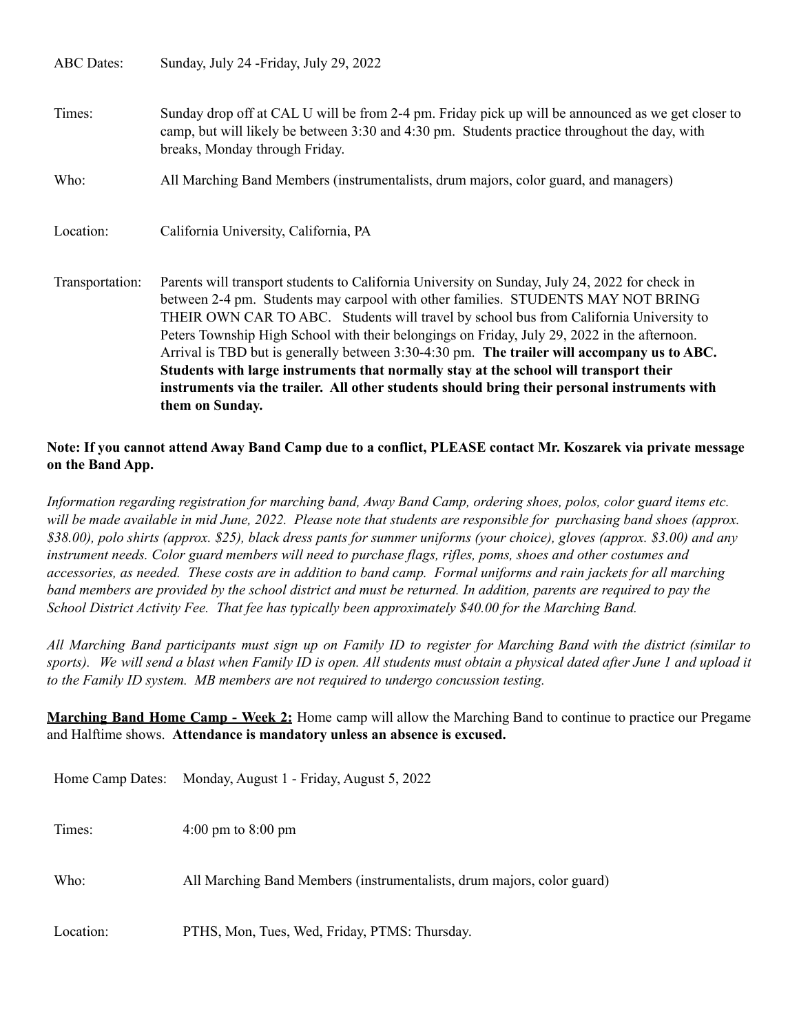| | |
|---|---|
| ABC Dates: | Sunday, July 24 -Friday, July 29, 2022 |
| Times: | Sunday drop off at CAL U will be from 2-4 pm. Friday pick up will be announced as we get closer to camp, but will likely be between 3:30 and 4:30 pm. Students practice throughout the day, with breaks, Monday through Friday. |
| Who: | All Marching Band Members (instrumentalists, drum majors, color guard, and managers) |
| Location: | California University, California, PA |
| Transportation: | Parents will transport students to California University on Sunday, July 24, 2022 for check in between 2-4 pm. Students may carpool with other families. STUDENTS MAY NOT BRING THEIR OWN CAR TO ABC. Students will travel by school bus from California University to Peters Township High School with their belongings on Friday, July 29, 2022 in the afternoon. Arrival is TBD but is generally between 3:30-4:30 pm. **The trailer will accompany us to ABC. Students with large instruments that normally stay at the school will transport their instruments via the trailer. All other students should bring their personal instruments with them on Sunday.** |

**Note: If you cannot attend Away Band Camp due to a conflict, PLEASE contact Mr. Koszarek via private message on the Band App.**

*Information regarding registration for marching band, Away Band Camp, ordering shoes, polos, color guard items etc. will be made available in mid June, 2022. Please note that students are responsible for purchasing band shoes (approx. $38.00), polo shirts (approx. $25), black dress pants for summer uniforms (your choice), gloves (approx. $3.00) and any instrument needs. Color guard members will need to purchase flags, rifles, poms, shoes and other costumes and accessories, as needed. These costs are in addition to band camp. Formal uniforms and rain jackets for all marching band members are provided by the school district and must be returned. In addition, parents are required to pay the School District Activity Fee. That fee has typically been approximately $40.00 for the Marching Band.*

*All Marching Band participants must sign up on Family ID to register for Marching Band with the district (similar to sports). We will send a blast when Family ID is open. All students must obtain a physical dated after June 1 and upload it to the Family ID system. MB members are not required to undergo concussion testing.*

**Marching Band Home Camp - Week 2:** Home camp will allow the Marching Band to continue to practice our Pregame and Halftime shows. **Attendance is mandatory unless an absence is excused.**

| | |
|---|---|
| Home Camp Dates: | Monday, August 1 - Friday, August 5, 2022 |
| Times: | 4:00 pm to 8:00 pm |
| Who: | All Marching Band Members (instrumentalists, drum majors, color guard) |
| Location: | PTHS, Mon, Tues, Wed, Friday, PTMS: Thursday. |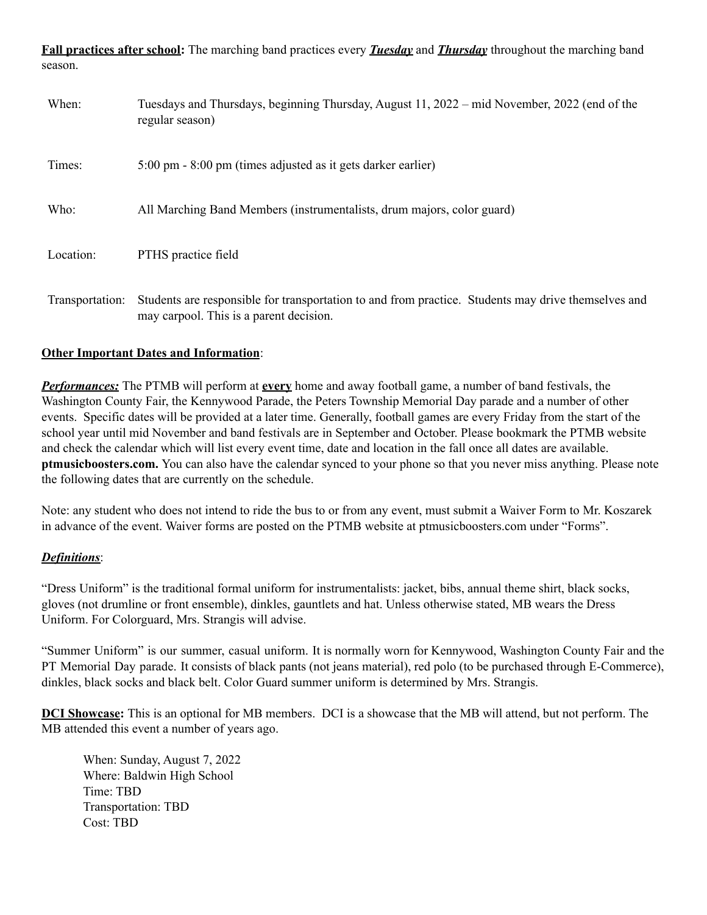**<u>Fall practices after school</u>:** The marching band practices every ***<u>Tuesday</u>*** and ***<u>Thursday</u>*** throughout the marching band season.

| | |
|---|---|
| When: | Tuesdays and Thursdays, beginning Thursday, August 11, 2022 – mid November, 2022 (end of the regular season) |
| Times: | 5:00 pm - 8:00 pm (times adjusted as it gets darker earlier) |
| Who: | All Marching Band Members (instrumentalists, drum majors, color guard) |
| Location: | PTHS practice field |
| Transportation: | Students are responsible for transportation to and from practice. Students may drive themselves and may carpool. This is a parent decision. |

**<u>Other Important Dates and Information</u>**:

***<u>Performances:</u>*** The PTMB will perform at **<u>every</u>** home and away football game, a number of band festivals, the Washington County Fair, the Kennywood Parade, the Peters Township Memorial Day parade and a number of other events. Specific dates will be provided at a later time. Generally, football games are every Friday from the start of the school year until mid November and band festivals are in September and October. Please bookmark the PTMB website and check the calendar which will list every event time, date and location in the fall once all dates are available. **ptmusicboosters.com.** You can also have the calendar synced to your phone so that you never miss anything. Please note the following dates that are currently on the schedule.

Note: any student who does not intend to ride the bus to or from any event, must submit a Waiver Form to Mr. Koszarek in advance of the event. Waiver forms are posted on the PTMB website at ptmusicboosters.com under "Forms".

***<u>Definitions</u>***:

"Dress Uniform" is the traditional formal uniform for instrumentalists: jacket, bibs, annual theme shirt, black socks, gloves (not drumline or front ensemble), dinkles, gauntlets and hat. Unless otherwise stated, MB wears the Dress Uniform. For Colorguard, Mrs. Strangis will advise.

"Summer Uniform" is our summer, casual uniform. It is normally worn for Kennywood, Washington County Fair and the PT Memorial Day parade. It consists of black pants (not jeans material), red polo (to be purchased through E-Commerce), dinkles, black socks and black belt. Color Guard summer uniform is determined by Mrs. Strangis.

**<u>DCI Showcase</u>:** This is an optional for MB members. DCI is a showcase that the MB will attend, but not perform. The MB attended this event a number of years ago.

When: Sunday, August 7, 2022  
Where: Baldwin High School  
Time: TBD  
Transportation: TBD  
Cost: TBD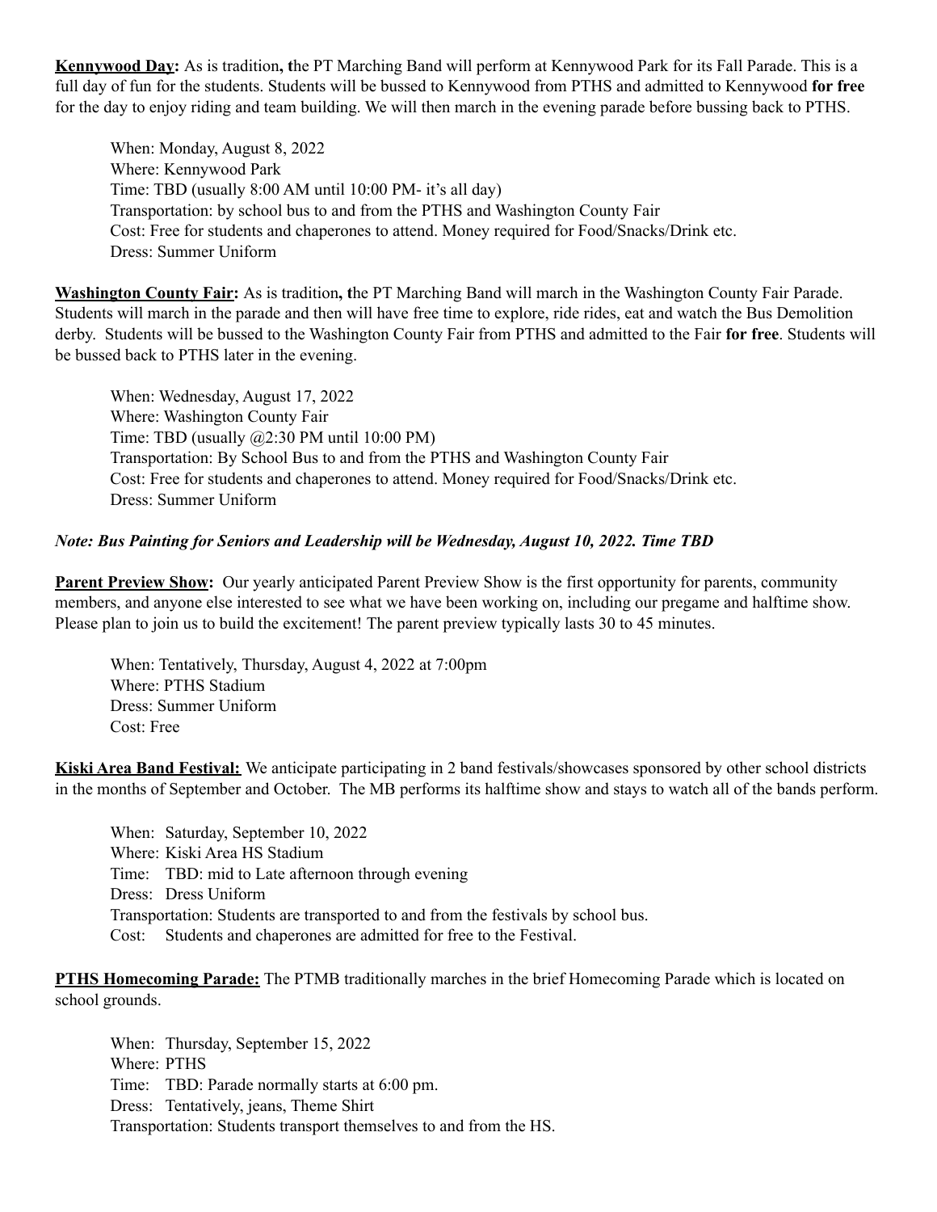**Kennywood Day:** As is tradition**, t**he PT Marching Band will perform at Kennywood Park for its Fall Parade. This is a full day of fun for the students. Students will be bussed to Kennywood from PTHS and admitted to Kennywood **for free** for the day to enjoy riding and team building. We will then march in the evening parade before bussing back to PTHS.

When: Monday, August 8, 2022
Where: Kennywood Park
Time: TBD (usually 8:00 AM until 10:00 PM- it's all day)
Transportation: by school bus to and from the PTHS and Washington County Fair
Cost: Free for students and chaperones to attend. Money required for Food/Snacks/Drink etc.
Dress: Summer Uniform

**Washington County Fair:** As is tradition**, t**he PT Marching Band will march in the Washington County Fair Parade. Students will march in the parade and then will have free time to explore, ride rides, eat and watch the Bus Demolition derby. Students will be bussed to the Washington County Fair from PTHS and admitted to the Fair **for free**. Students will be bussed back to PTHS later in the evening.

When: Wednesday, August 17, 2022
Where: Washington County Fair
Time: TBD (usually @2:30 PM until 10:00 PM)
Transportation: By School Bus to and from the PTHS and Washington County Fair
Cost: Free for students and chaperones to attend. Money required for Food/Snacks/Drink etc.
Dress: Summer Uniform

***Note: Bus Painting for Seniors and Leadership will be Wednesday, August 10, 2022. Time TBD***

**Parent Preview Show:** Our yearly anticipated Parent Preview Show is the first opportunity for parents, community members, and anyone else interested to see what we have been working on, including our pregame and halftime show. Please plan to join us to build the excitement! The parent preview typically lasts 30 to 45 minutes.

When: Tentatively, Thursday, August 4, 2022 at 7:00pm
Where: PTHS Stadium
Dress: Summer Uniform
Cost: Free

**Kiski Area Band Festival:** We anticipate participating in 2 band festivals/showcases sponsored by other school districts in the months of September and October. The MB performs its halftime show and stays to watch all of the bands perform.

When: Saturday, September 10, 2022
Where: Kiski Area HS Stadium
Time: TBD: mid to Late afternoon through evening
Dress: Dress Uniform
Transportation: Students are transported to and from the festivals by school bus.
Cost: Students and chaperones are admitted for free to the Festival.

**PTHS Homecoming Parade:** The PTMB traditionally marches in the brief Homecoming Parade which is located on school grounds.

When: Thursday, September 15, 2022
Where: PTHS
Time: TBD: Parade normally starts at 6:00 pm.
Dress: Tentatively, jeans, Theme Shirt
Transportation: Students transport themselves to and from the HS.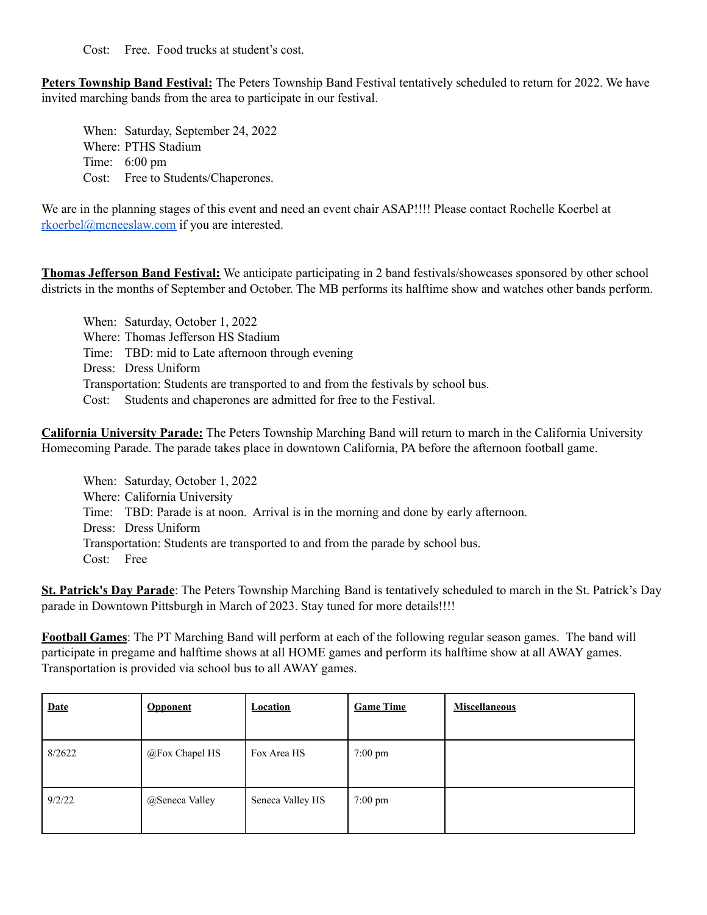Cost: Free. Food trucks at student's cost.

**Peters Township Band Festival:** The Peters Township Band Festival tentatively scheduled to return for 2022. We have invited marching bands from the area to participate in our festival.

When: Saturday, September 24, 2022
Where: PTHS Stadium
Time: 6:00 pm
Cost: Free to Students/Chaperones.

We are in the planning stages of this event and need an event chair ASAP!!!! Please contact Rochelle Koerbel at [rkoerbel@mcneeslaw.com](mailto:rkoerbel@mcneeslaw.com) if you are interested.

**Thomas Jefferson Band Festival:** We anticipate participating in 2 band festivals/showcases sponsored by other school districts in the months of September and October. The MB performs its halftime show and watches other bands perform.

When: Saturday, October 1, 2022
Where: Thomas Jefferson HS Stadium
Time: TBD: mid to Late afternoon through evening
Dress: Dress Uniform
Transportation: Students are transported to and from the festivals by school bus.
Cost: Students and chaperones are admitted for free to the Festival.

**California University Parade:** The Peters Township Marching Band will return to march in the California University Homecoming Parade. The parade takes place in downtown California, PA before the afternoon football game.

When: Saturday, October 1, 2022
Where: California University
Time: TBD: Parade is at noon. Arrival is in the morning and done by early afternoon.
Dress: Dress Uniform
Transportation: Students are transported to and from the parade by school bus.
Cost: Free

**St. Patrick's Day Parade**: The Peters Township Marching Band is tentatively scheduled to march in the St. Patrick's Day parade in Downtown Pittsburgh in March of 2023. Stay tuned for more details!!!!

**Football Games**: The PT Marching Band will perform at each of the following regular season games. The band will participate in pregame and halftime shows at all HOME games and perform its halftime show at all AWAY games. Transportation is provided via school bus to all AWAY games.

| Date | Opponent | Location | Game Time | Miscellaneous |
|---|---|---|---|---|
| 8/2622 | @Fox Chapel HS | Fox Area HS | 7:00 pm | |
| 9/2/22 | @Seneca Valley | Seneca Valley HS | 7:00 pm | |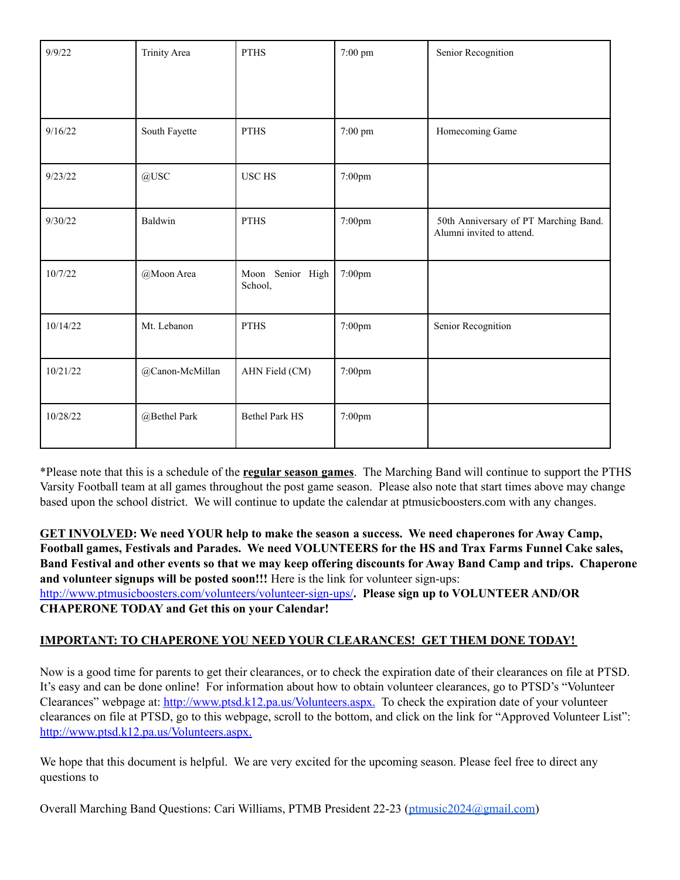| 9/9/22 | Trinity Area | PTHS | 7:00 pm | Senior Recognition |
|---|---|---|---|---|
| 9/16/22 | South Fayette | PTHS | 7:00 pm | Homecoming Game |
| 9/23/22 | @USC | USC HS | 7:00pm | |
| 9/30/22 | Baldwin | PTHS | 7:00pm | 50th Anniversary of PT Marching Band. Alumni invited to attend. |
| 10/7/22 | @Moon Area | Moon Senior High School, | 7:00pm | |
| 10/14/22 | Mt. Lebanon | PTHS | 7:00pm | Senior Recognition |
| 10/21/22 | @Canon-McMillan | AHN Field (CM) | 7:00pm | |
| 10/28/22 | @Bethel Park | Bethel Park HS | 7:00pm | |

*Please note that this is a schedule of the **regular season games**. The Marching Band will continue to support the PTHS Varsity Football team at all games throughout the post game season. Please also note that start times above may change based upon the school district. We will continue to update the calendar at ptmusicboosters.com with any changes.

**GET INVOLVED: We need YOUR help to make the season a success. We need chaperones for Away Camp, Football games, Festivals and Parades. We need VOLUNTEERS for the HS and Trax Farms Funnel Cake sales, Band Festival and other events so that we may keep offering discounts for Away Band Camp and trips. Chaperone and volunteer signups will be posted soon!!!** Here is the link for volunteer sign-ups: http://www.ptmusicboosters.com/volunteers/volunteer-sign-ups/**. Please sign up to VOLUNTEER AND/OR CHAPERONE TODAY and Get this on your Calendar!**

**IMPORTANT: TO CHAPERONE YOU NEED YOUR CLEARANCES! GET THEM DONE TODAY!**

Now is a good time for parents to get their clearances, or to check the expiration date of their clearances on file at PTSD. It's easy and can be done online! For information about how to obtain volunteer clearances, go to PTSD's "Volunteer Clearances" webpage at: http://www.ptsd.k12.pa.us/Volunteers.aspx. To check the expiration date of your volunteer clearances on file at PTSD, go to this webpage, scroll to the bottom, and click on the link for "Approved Volunteer List": http://www.ptsd.k12.pa.us/Volunteers.aspx.

We hope that this document is helpful. We are very excited for the upcoming season. Please feel free to direct any questions to

Overall Marching Band Questions: Cari Williams, PTMB President 22-23 (ptmusic2024@gmail.com)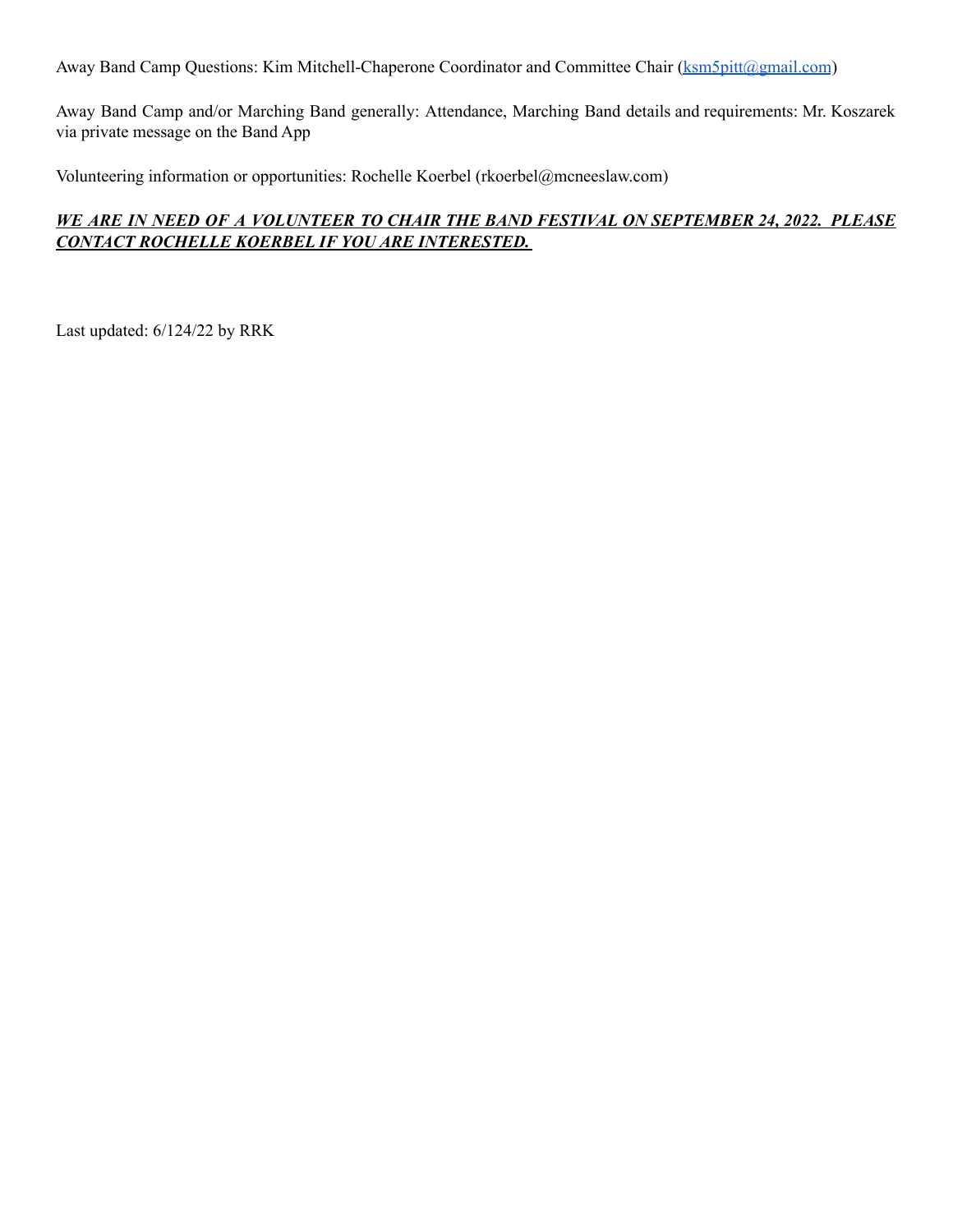Away Band Camp Questions: Kim Mitchell-Chaperone Coordinator and Committee Chair (ksm5pitt@gmail.com)

Away Band Camp and/or Marching Band generally: Attendance, Marching Band details and requirements: Mr. Koszarek via private message on the Band App

Volunteering information or opportunities: Rochelle Koerbel (rkoerbel@mcneeslaw.com)

***WE ARE IN NEED OF A VOLUNTEER TO CHAIR THE BAND FESTIVAL ON SEPTEMBER 24, 2022. PLEASE CONTACT ROCHELLE KOERBEL IF YOU ARE INTERESTED.***

Last updated: 6/124/22 by RRK